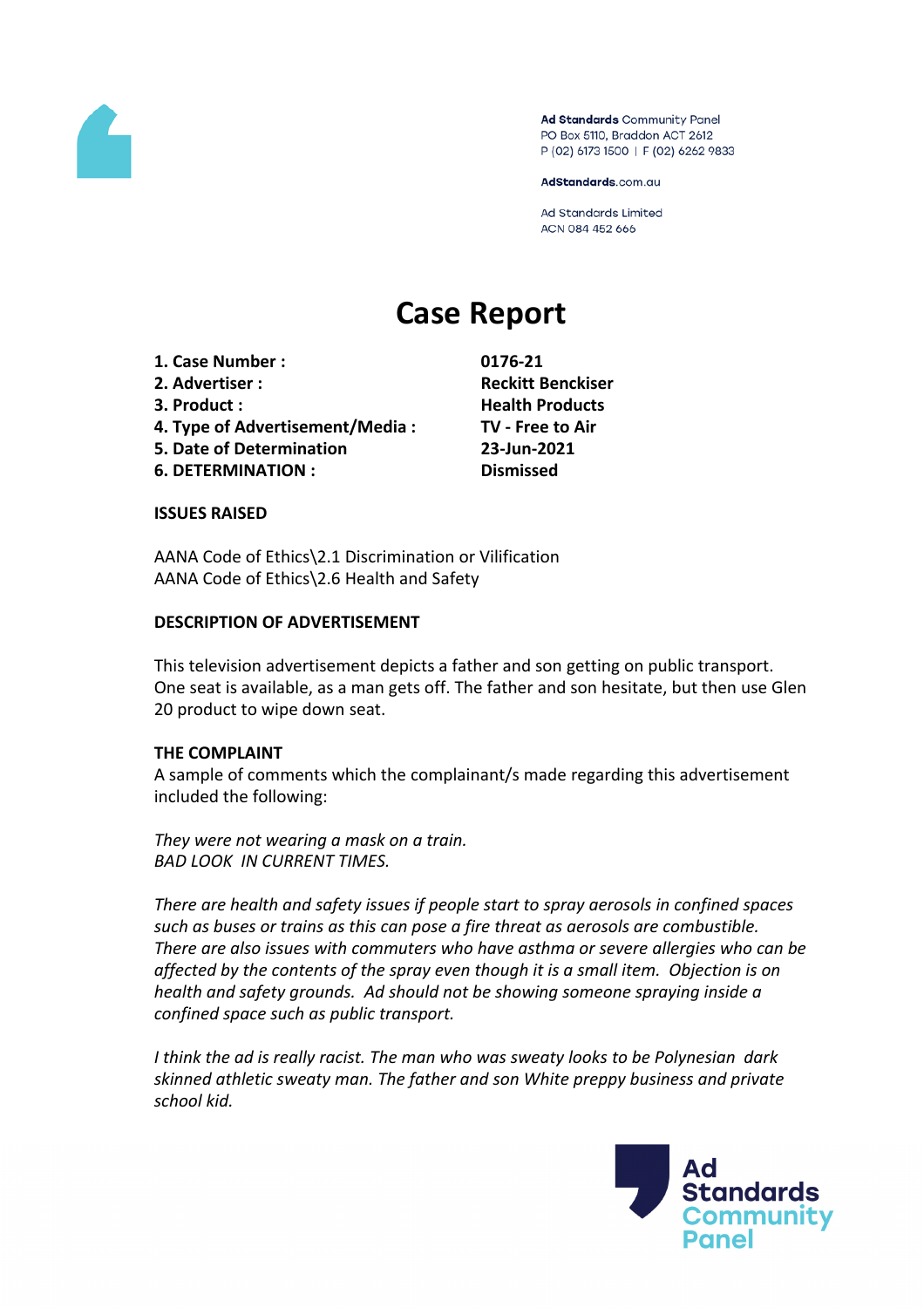Ad Standards Community Panel
PO Box 5110, Braddon ACT 2612
P (02) 6173 1500 | F (02) 6262 9833

AdStandards.com.au

Ad Standards Limited
ACN 084 452 666

# Case Report

| | |
|---|---|
| **1. Case Number :** | **0176-21** |
| **2. Advertiser :** | **Reckitt Benckiser** |
| **3. Product :** | **Health Products** |
| **4. Type of Advertisement/Media :** | **TV - Free to Air** |
| **5. Date of Determination** | **23-Jun-2021** |
| **6. DETERMINATION :** | **Dismissed** |

**ISSUES RAISED**

AANA Code of Ethics\2.1 Discrimination or Vilification
AANA Code of Ethics\2.6 Health and Safety

**DESCRIPTION OF ADVERTISEMENT**

This television advertisement depicts a father and son getting on public transport. One seat is available, as a man gets off. The father and son hesitate, but then use Glen 20 product to wipe down seat.

**THE COMPLAINT**

A sample of comments which the complainant/s made regarding this advertisement included the following:

*They were not wearing a mask on a train.*
*BAD LOOK IN CURRENT TIMES.*

*There are health and safety issues if people start to spray aerosols in confined spaces such as buses or trains as this can pose a fire threat as aerosols are combustible. There are also issues with commuters who have asthma or severe allergies who can be affected by the contents of the spray even though it is a small item. Objection is on health and safety grounds. Ad should not be showing someone spraying inside a confined space such as public transport.*

*I think the ad is really racist. The man who was sweaty looks to be Polynesian dark skinned athletic sweaty man. The father and son White preppy business and private school kid.*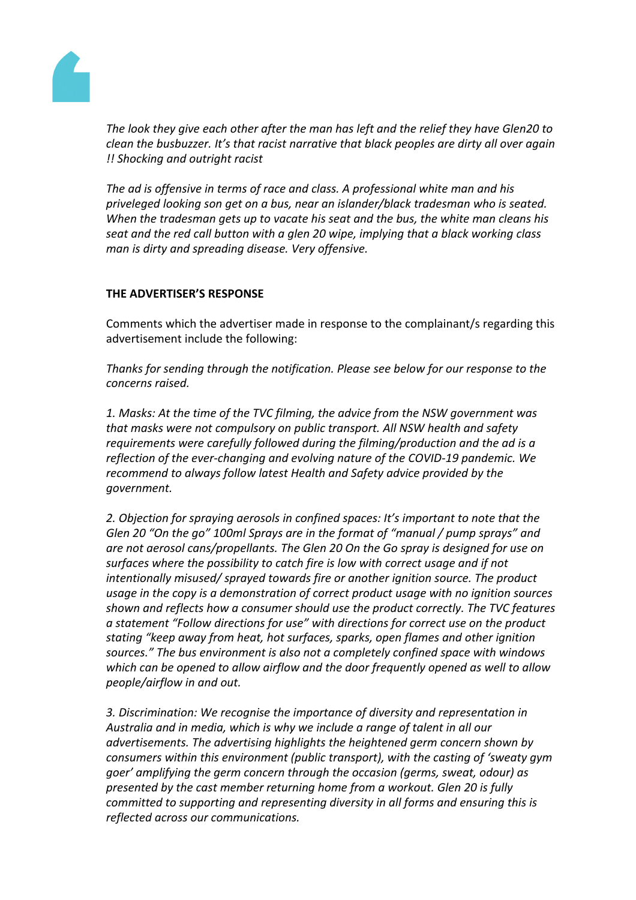*The look they give each other after the man has left and the relief they have Glen20 to clean the busbuzzer. It's that racist narrative that black peoples are dirty all over again !! Shocking and outright racist*

*The ad is offensive in terms of race and class. A professional white man and his priveleged looking son get on a bus, near an islander/black tradesman who is seated. When the tradesman gets up to vacate his seat and the bus, the white man cleans his seat and the red call button with a glen 20 wipe, implying that a black working class man is dirty and spreading disease. Very offensive.*

**THE ADVERTISER'S RESPONSE**

Comments which the advertiser made in response to the complainant/s regarding this advertisement include the following:

*Thanks for sending through the notification. Please see below for our response to the concerns raised.*

*1. Masks: At the time of the TVC filming, the advice from the NSW government was that masks were not compulsory on public transport. All NSW health and safety requirements were carefully followed during the filming/production and the ad is a reflection of the ever-changing and evolving nature of the COVID-19 pandemic. We recommend to always follow latest Health and Safety advice provided by the government.*

*2. Objection for spraying aerosols in confined spaces: It's important to note that the Glen 20 "On the go" 100ml Sprays are in the format of "manual / pump sprays" and are not aerosol cans/propellants. The Glen 20 On the Go spray is designed for use on surfaces where the possibility to catch fire is low with correct usage and if not intentionally misused/ sprayed towards fire or another ignition source. The product usage in the copy is a demonstration of correct product usage with no ignition sources shown and reflects how a consumer should use the product correctly. The TVC features a statement "Follow directions for use" with directions for correct use on the product stating "keep away from heat, hot surfaces, sparks, open flames and other ignition sources." The bus environment is also not a completely confined space with windows which can be opened to allow airflow and the door frequently opened as well to allow people/airflow in and out.*

*3. Discrimination: We recognise the importance of diversity and representation in Australia and in media, which is why we include a range of talent in all our advertisements. The advertising highlights the heightened germ concern shown by consumers within this environment (public transport), with the casting of 'sweaty gym goer' amplifying the germ concern through the occasion (germs, sweat, odour) as presented by the cast member returning home from a workout. Glen 20 is fully committed to supporting and representing diversity in all forms and ensuring this is reflected across our communications.*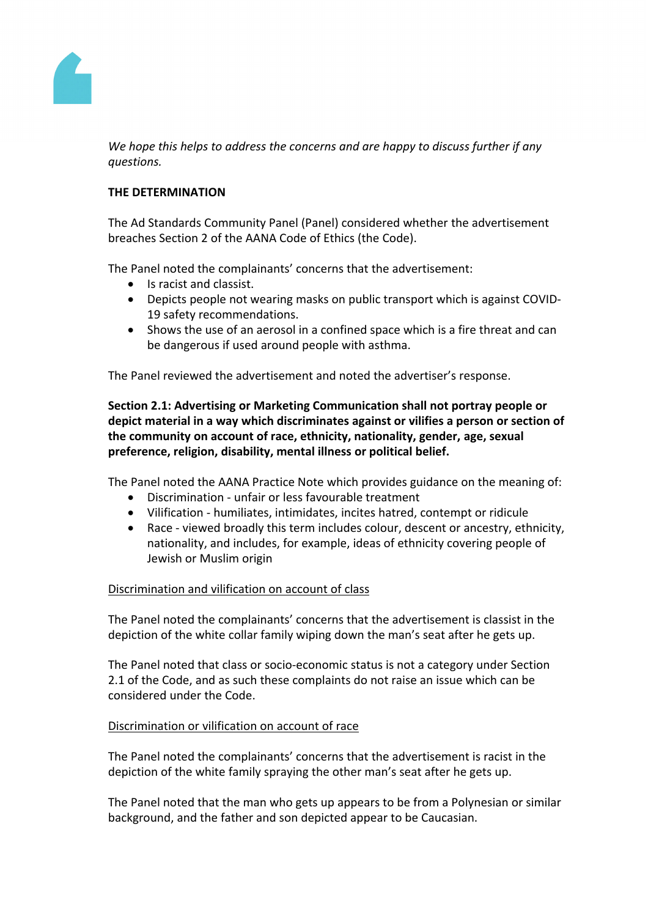*We hope this helps to address the concerns and are happy to discuss further if any questions.*

**THE DETERMINATION**

The Ad Standards Community Panel (Panel) considered whether the advertisement breaches Section 2 of the AANA Code of Ethics (the Code).

The Panel noted the complainants' concerns that the advertisement:

- Is racist and classist.
- Depicts people not wearing masks on public transport which is against COVID-19 safety recommendations.
- Shows the use of an aerosol in a confined space which is a fire threat and can be dangerous if used around people with asthma.

The Panel reviewed the advertisement and noted the advertiser's response.

**Section 2.1: Advertising or Marketing Communication shall not portray people or depict material in a way which discriminates against or vilifies a person or section of the community on account of race, ethnicity, nationality, gender, age, sexual preference, religion, disability, mental illness or political belief.**

The Panel noted the AANA Practice Note which provides guidance on the meaning of:

- Discrimination - unfair or less favourable treatment
- Vilification - humiliates, intimidates, incites hatred, contempt or ridicule
- Race - viewed broadly this term includes colour, descent or ancestry, ethnicity, nationality, and includes, for example, ideas of ethnicity covering people of Jewish or Muslim origin

<u>Discrimination and vilification on account of class</u>

The Panel noted the complainants' concerns that the advertisement is classist in the depiction of the white collar family wiping down the man's seat after he gets up.

The Panel noted that class or socio-economic status is not a category under Section 2.1 of the Code, and as such these complaints do not raise an issue which can be considered under the Code.

<u>Discrimination or vilification on account of race</u>

The Panel noted the complainants' concerns that the advertisement is racist in the depiction of the white family spraying the other man's seat after he gets up.

The Panel noted that the man who gets up appears to be from a Polynesian or similar background, and the father and son depicted appear to be Caucasian.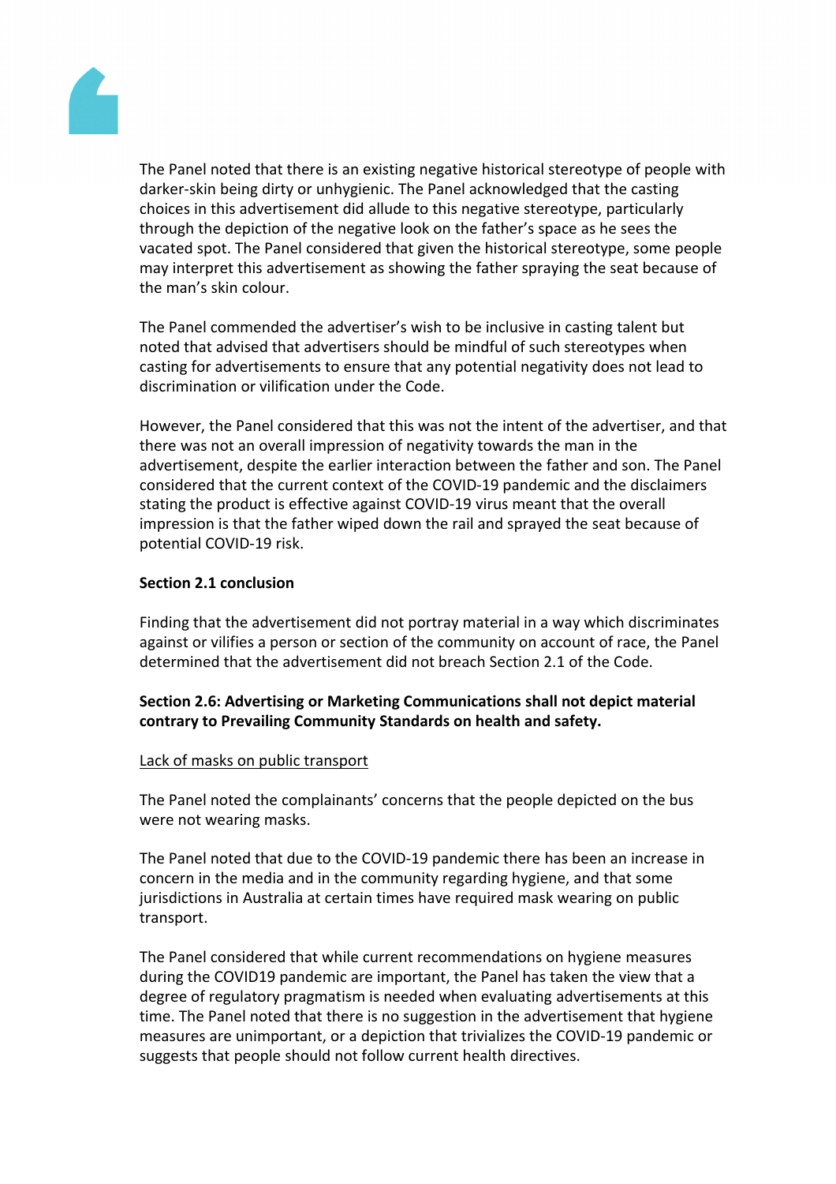The Panel noted that there is an existing negative historical stereotype of people with darker-skin being dirty or unhygienic. The Panel acknowledged that the casting choices in this advertisement did allude to this negative stereotype, particularly through the depiction of the negative look on the father's space as he sees the vacated spot. The Panel considered that given the historical stereotype, some people may interpret this advertisement as showing the father spraying the seat because of the man's skin colour.

The Panel commended the advertiser's wish to be inclusive in casting talent but noted that advised that advertisers should be mindful of such stereotypes when casting for advertisements to ensure that any potential negativity does not lead to discrimination or vilification under the Code.

However, the Panel considered that this was not the intent of the advertiser, and that there was not an overall impression of negativity towards the man in the advertisement, despite the earlier interaction between the father and son. The Panel considered that the current context of the COVID-19 pandemic and the disclaimers stating the product is effective against COVID-19 virus meant that the overall impression is that the father wiped down the rail and sprayed the seat because of potential COVID-19 risk.

**Section 2.1 conclusion**

Finding that the advertisement did not portray material in a way which discriminates against or vilifies a person or section of the community on account of race, the Panel determined that the advertisement did not breach Section 2.1 of the Code.

**Section 2.6: Advertising or Marketing Communications shall not depict material contrary to Prevailing Community Standards on health and safety.**

<u>Lack of masks on public transport</u>

The Panel noted the complainants' concerns that the people depicted on the bus were not wearing masks.

The Panel noted that due to the COVID-19 pandemic there has been an increase in concern in the media and in the community regarding hygiene, and that some jurisdictions in Australia at certain times have required mask wearing on public transport.

The Panel considered that while current recommendations on hygiene measures during the COVID19 pandemic are important, the Panel has taken the view that a degree of regulatory pragmatism is needed when evaluating advertisements at this time. The Panel noted that there is no suggestion in the advertisement that hygiene measures are unimportant, or a depiction that trivializes the COVID-19 pandemic or suggests that people should not follow current health directives.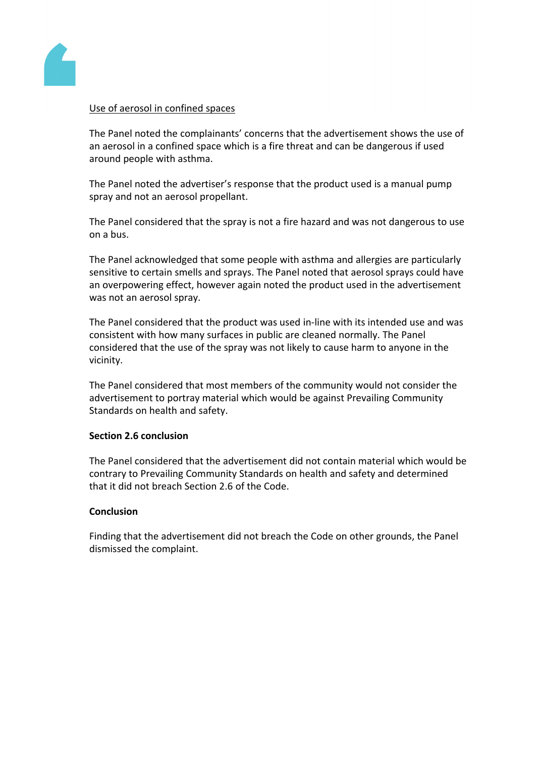Use of aerosol in confined spaces

The Panel noted the complainants' concerns that the advertisement shows the use of an aerosol in a confined space which is a fire threat and can be dangerous if used around people with asthma.

The Panel noted the advertiser's response that the product used is a manual pump spray and not an aerosol propellant.

The Panel considered that the spray is not a fire hazard and was not dangerous to use on a bus.

The Panel acknowledged that some people with asthma and allergies are particularly sensitive to certain smells and sprays. The Panel noted that aerosol sprays could have an overpowering effect, however again noted the product used in the advertisement was not an aerosol spray.

The Panel considered that the product was used in-line with its intended use and was consistent with how many surfaces in public are cleaned normally. The Panel considered that the use of the spray was not likely to cause harm to anyone in the vicinity.

The Panel considered that most members of the community would not consider the advertisement to portray material which would be against Prevailing Community Standards on health and safety.

**Section 2.6 conclusion**

The Panel considered that the advertisement did not contain material which would be contrary to Prevailing Community Standards on health and safety and determined that it did not breach Section 2.6 of the Code.

**Conclusion**

Finding that the advertisement did not breach the Code on other grounds, the Panel dismissed the complaint.